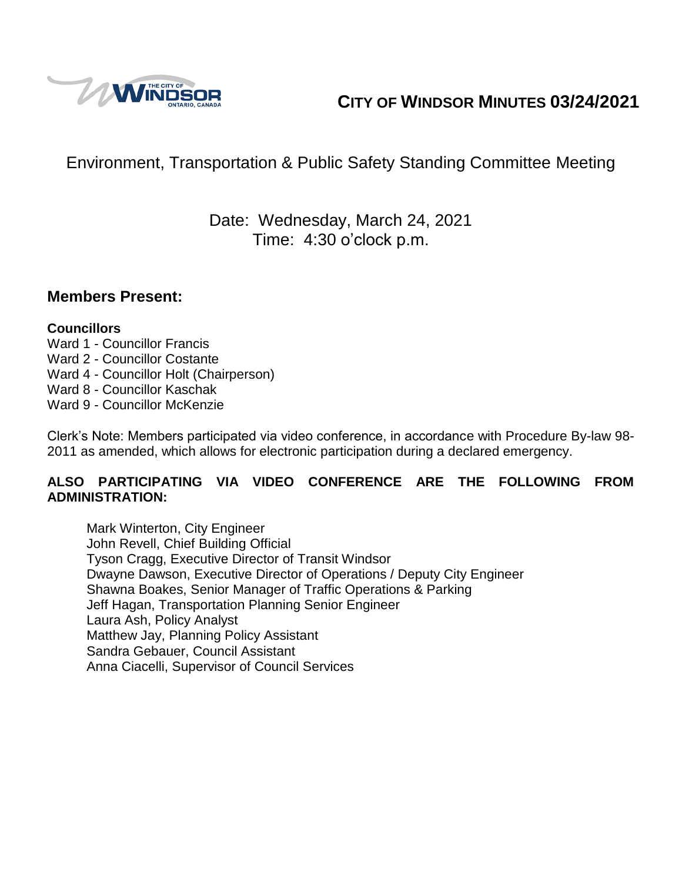# CITY OF WINDSOR MINUTES 03/24/2021

## Environment, Transportation & Public Safety Standing Committee Meeting

Date: Wednesday, March 24, 2021
Time: 4:30 o'clock p.m.

## Members Present:

**Councillors**

Ward 1 - Councillor Francis
Ward 2 - Councillor Costante
Ward 4 - Councillor Holt (Chairperson)
Ward 8 - Councillor Kaschak
Ward 9 - Councillor McKenzie

Clerk's Note: Members participated via video conference, in accordance with Procedure By-law 98-2011 as amended, which allows for electronic participation during a declared emergency.

**ALSO PARTICIPATING VIA VIDEO CONFERENCE ARE THE FOLLOWING FROM ADMINISTRATION:**

Mark Winterton, City Engineer
John Revell, Chief Building Official
Tyson Cragg, Executive Director of Transit Windsor
Dwayne Dawson, Executive Director of Operations / Deputy City Engineer
Shawna Boakes, Senior Manager of Traffic Operations & Parking
Jeff Hagan, Transportation Planning Senior Engineer
Laura Ash, Policy Analyst
Matthew Jay, Planning Policy Assistant
Sandra Gebauer, Council Assistant
Anna Ciacelli, Supervisor of Council Services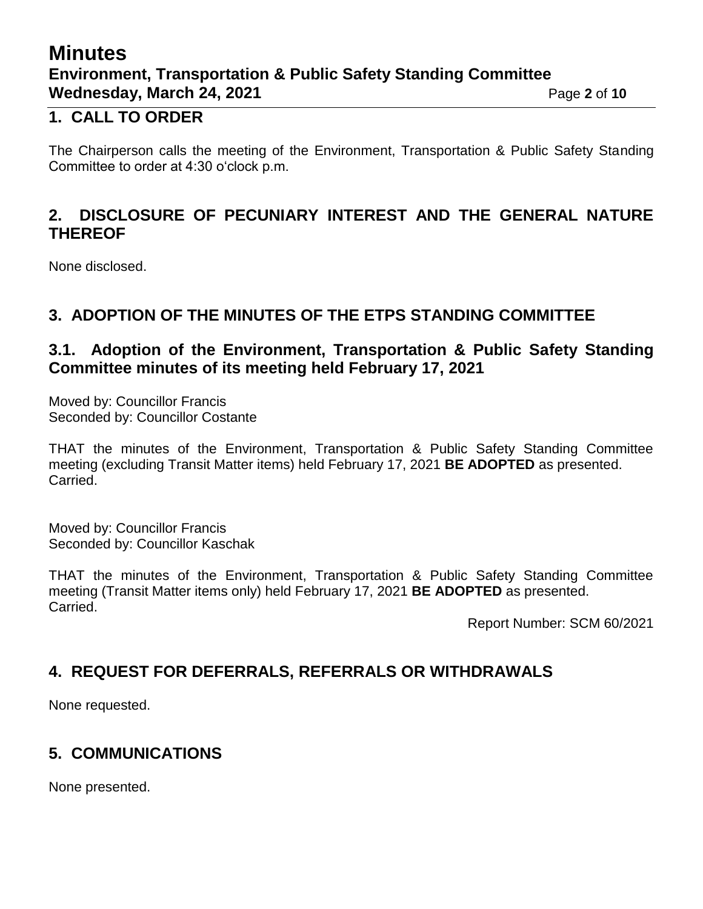## 1. CALL TO ORDER

The Chairperson calls the meeting of the Environment, Transportation & Public Safety Standing Committee to order at 4:30 o'clock p.m.

## 2. DISCLOSURE OF PECUNIARY INTEREST AND THE GENERAL NATURE THEREOF

None disclosed.

## 3. ADOPTION OF THE MINUTES OF THE ETPS STANDING COMMITTEE

### 3.1. Adoption of the Environment, Transportation & Public Safety Standing Committee minutes of its meeting held February 17, 2021

Moved by: Councillor Francis
Seconded by: Councillor Costante

THAT the minutes of the Environment, Transportation & Public Safety Standing Committee meeting (excluding Transit Matter items) held February 17, 2021 **BE ADOPTED** as presented.
Carried.

Moved by: Councillor Francis
Seconded by: Councillor Kaschak

THAT the minutes of the Environment, Transportation & Public Safety Standing Committee meeting (Transit Matter items only) held February 17, 2021 **BE ADOPTED** as presented.
Carried.

Report Number: SCM 60/2021

## 4. REQUEST FOR DEFERRALS, REFERRALS OR WITHDRAWALS

None requested.

## 5. COMMUNICATIONS

None presented.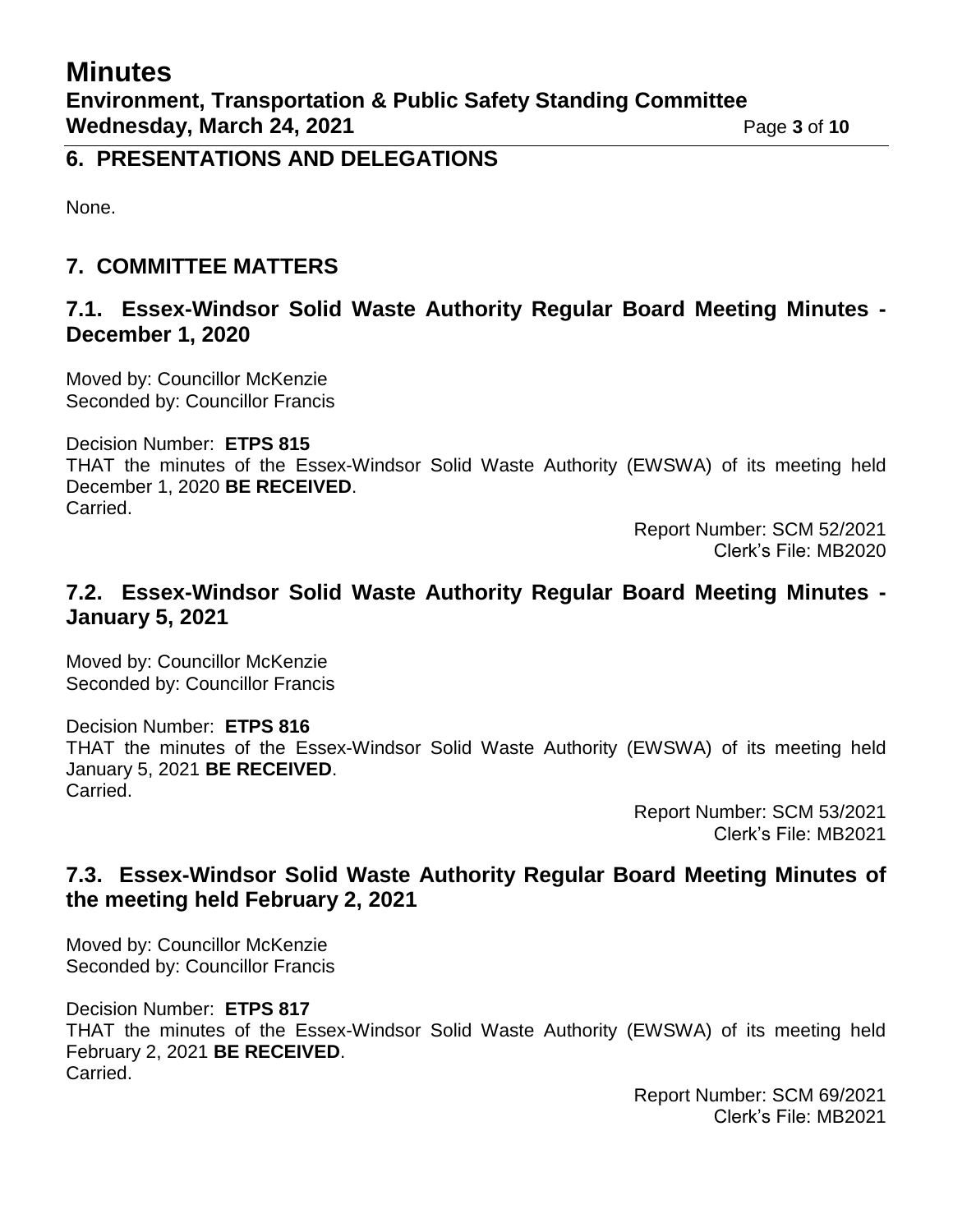## 6. PRESENTATIONS AND DELEGATIONS

None.

## 7. COMMITTEE MATTERS

### 7.1. Essex-Windsor Solid Waste Authority Regular Board Meeting Minutes - December 1, 2020

Moved by: Councillor McKenzie
Seconded by: Councillor Francis

Decision Number: **ETPS 815**
THAT the minutes of the Essex-Windsor Solid Waste Authority (EWSWA) of its meeting held December 1, 2020 **BE RECEIVED**.
Carried.

Report Number: SCM 52/2021
Clerk's File: MB2020

### 7.2. Essex-Windsor Solid Waste Authority Regular Board Meeting Minutes - January 5, 2021

Moved by: Councillor McKenzie
Seconded by: Councillor Francis

Decision Number: **ETPS 816**
THAT the minutes of the Essex-Windsor Solid Waste Authority (EWSWA) of its meeting held January 5, 2021 **BE RECEIVED**.
Carried.

Report Number: SCM 53/2021
Clerk's File: MB2021

### 7.3. Essex-Windsor Solid Waste Authority Regular Board Meeting Minutes of the meeting held February 2, 2021

Moved by: Councillor McKenzie
Seconded by: Councillor Francis

Decision Number: **ETPS 817**
THAT the minutes of the Essex-Windsor Solid Waste Authority (EWSWA) of its meeting held February 2, 2021 **BE RECEIVED**.
Carried.

Report Number: SCM 69/2021
Clerk's File: MB2021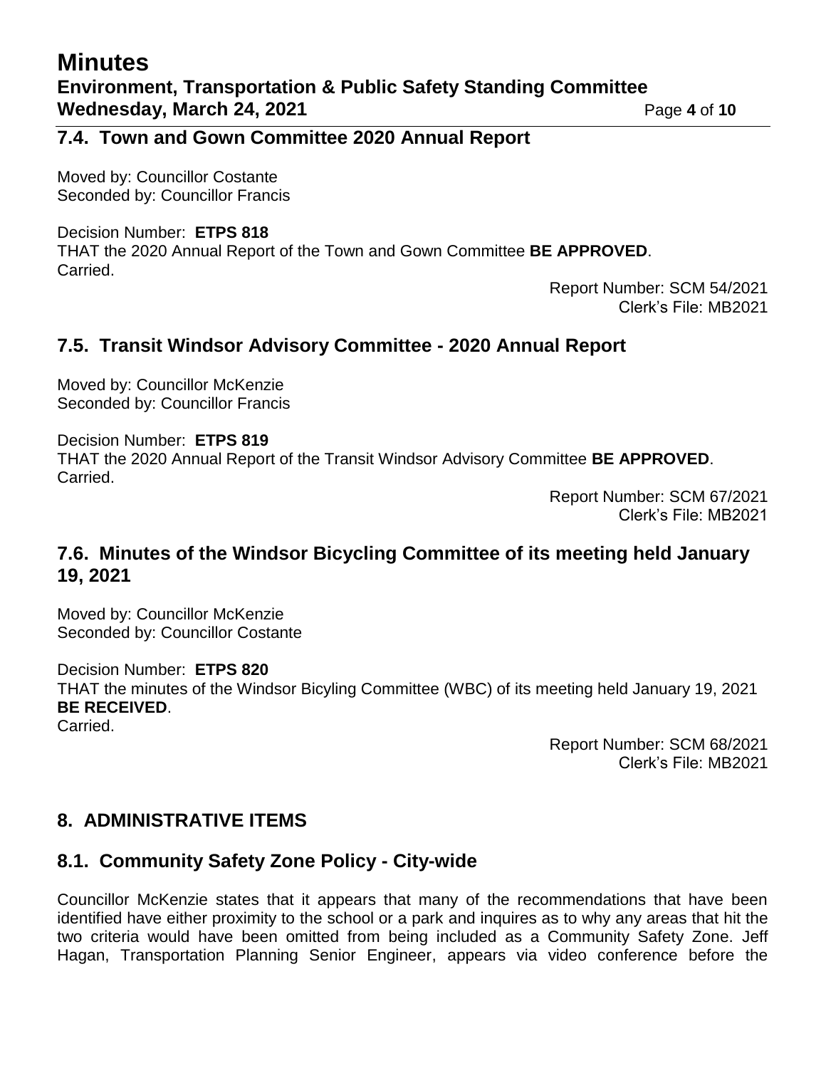## 7.4. Town and Gown Committee 2020 Annual Report

Moved by: Councillor Costante
Seconded by: Councillor Francis

Decision Number: **ETPS 818**
THAT the 2020 Annual Report of the Town and Gown Committee **BE APPROVED**.
Carried.

Report Number: SCM 54/2021
Clerk's File: MB2021

## 7.5. Transit Windsor Advisory Committee - 2020 Annual Report

Moved by: Councillor McKenzie
Seconded by: Councillor Francis

Decision Number: **ETPS 819**
THAT the 2020 Annual Report of the Transit Windsor Advisory Committee **BE APPROVED**.
Carried.

Report Number: SCM 67/2021
Clerk's File: MB2021

## 7.6. Minutes of the Windsor Bicycling Committee of its meeting held January 19, 2021

Moved by: Councillor McKenzie
Seconded by: Councillor Costante

Decision Number: **ETPS 820**
THAT the minutes of the Windsor Bicyling Committee (WBC) of its meeting held January 19, 2021 **BE RECEIVED**.
Carried.

Report Number: SCM 68/2021
Clerk's File: MB2021

# 8. ADMINISTRATIVE ITEMS

## 8.1. Community Safety Zone Policy - City-wide

Councillor McKenzie states that it appears that many of the recommendations that have been identified have either proximity to the school or a park and inquires as to why any areas that hit the two criteria would have been omitted from being included as a Community Safety Zone. Jeff Hagan, Transportation Planning Senior Engineer, appears via video conference before the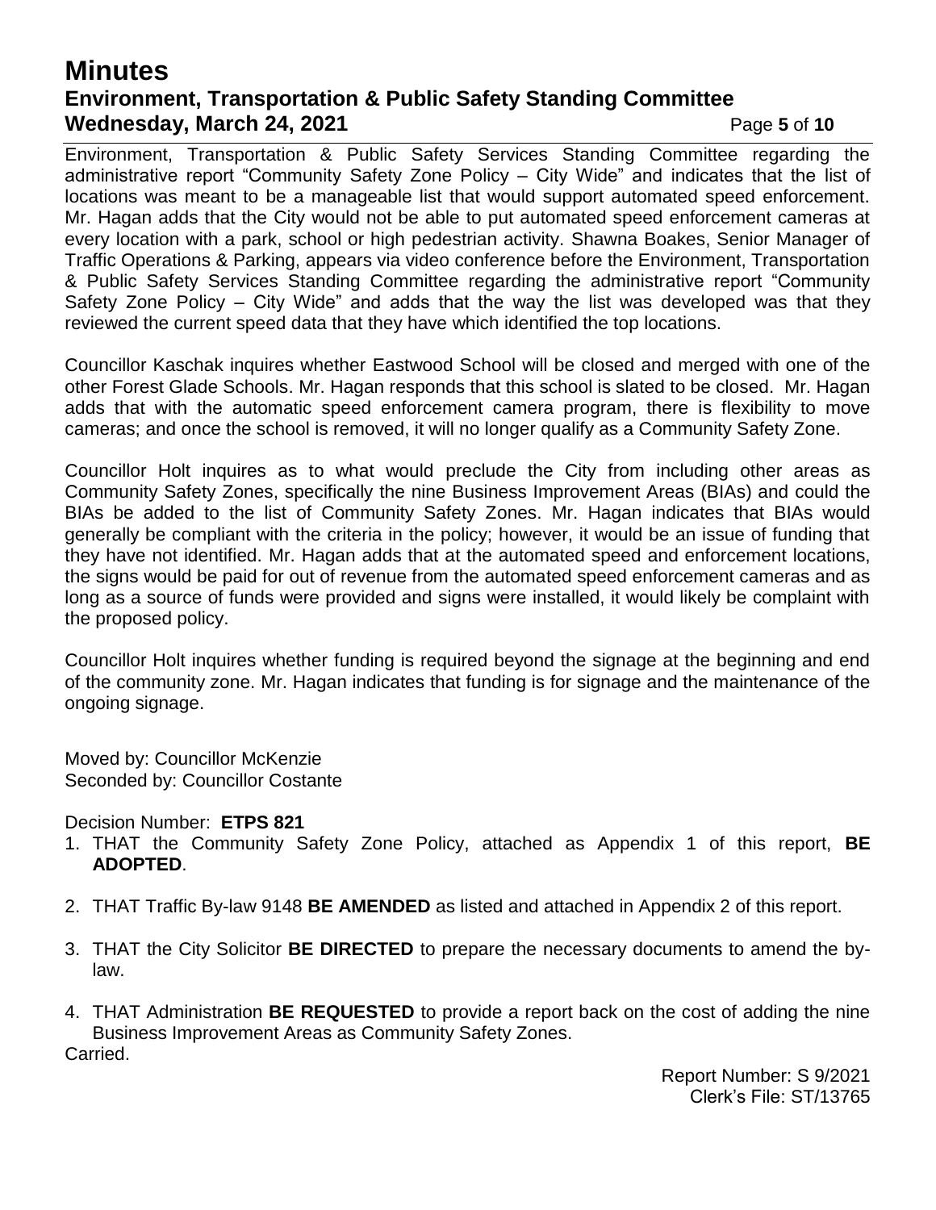Environment, Transportation & Public Safety Services Standing Committee regarding the administrative report "Community Safety Zone Policy – City Wide" and indicates that the list of locations was meant to be a manageable list that would support automated speed enforcement. Mr. Hagan adds that the City would not be able to put automated speed enforcement cameras at every location with a park, school or high pedestrian activity. Shawna Boakes, Senior Manager of Traffic Operations & Parking, appears via video conference before the Environment, Transportation & Public Safety Services Standing Committee regarding the administrative report "Community Safety Zone Policy – City Wide" and adds that the way the list was developed was that they reviewed the current speed data that they have which identified the top locations.

Councillor Kaschak inquires whether Eastwood School will be closed and merged with one of the other Forest Glade Schools. Mr. Hagan responds that this school is slated to be closed. Mr. Hagan adds that with the automatic speed enforcement camera program, there is flexibility to move cameras; and once the school is removed, it will no longer qualify as a Community Safety Zone.

Councillor Holt inquires as to what would preclude the City from including other areas as Community Safety Zones, specifically the nine Business Improvement Areas (BIAs) and could the BIAs be added to the list of Community Safety Zones. Mr. Hagan indicates that BIAs would generally be compliant with the criteria in the policy; however, it would be an issue of funding that they have not identified. Mr. Hagan adds that at the automated speed and enforcement locations, the signs would be paid for out of revenue from the automated speed enforcement cameras and as long as a source of funds were provided and signs were installed, it would likely be complaint with the proposed policy.

Councillor Holt inquires whether funding is required beyond the signage at the beginning and end of the community zone. Mr. Hagan indicates that funding is for signage and the maintenance of the ongoing signage.

Moved by: Councillor McKenzie
Seconded by: Councillor Costante

Decision Number: **ETPS 821**

1. THAT the Community Safety Zone Policy, attached as Appendix 1 of this report, **BE ADOPTED**.
2. THAT Traffic By-law 9148 **BE AMENDED** as listed and attached in Appendix 2 of this report.
3. THAT the City Solicitor **BE DIRECTED** to prepare the necessary documents to amend the by-law.
4. THAT Administration **BE REQUESTED** to provide a report back on the cost of adding the nine Business Improvement Areas as Community Safety Zones.

Carried.

Report Number: S 9/2021
Clerk's File: ST/13765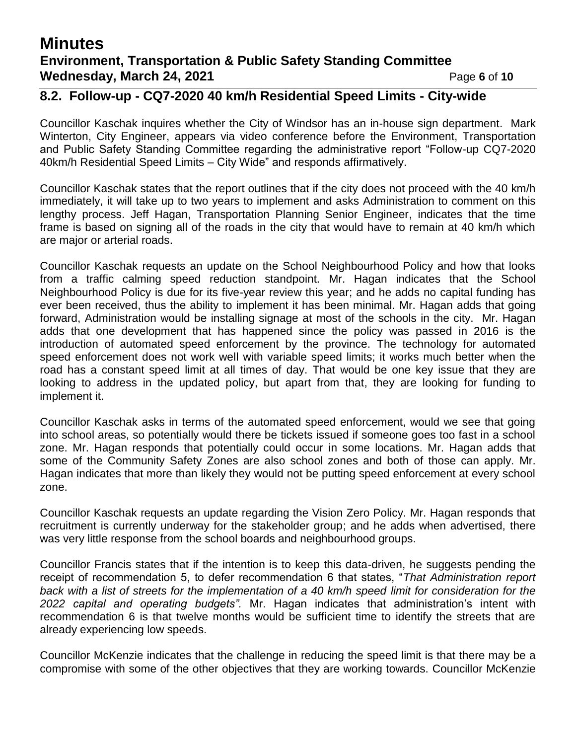## 8.2. Follow-up - CQ7-2020 40 km/h Residential Speed Limits - City-wide

Councillor Kaschak inquires whether the City of Windsor has an in-house sign department. Mark Winterton, City Engineer, appears via video conference before the Environment, Transportation and Public Safety Standing Committee regarding the administrative report "Follow-up CQ7-2020 40km/h Residential Speed Limits – City Wide" and responds affirmatively.

Councillor Kaschak states that the report outlines that if the city does not proceed with the 40 km/h immediately, it will take up to two years to implement and asks Administration to comment on this lengthy process. Jeff Hagan, Transportation Planning Senior Engineer, indicates that the time frame is based on signing all of the roads in the city that would have to remain at 40 km/h which are major or arterial roads.

Councillor Kaschak requests an update on the School Neighbourhood Policy and how that looks from a traffic calming speed reduction standpoint. Mr. Hagan indicates that the School Neighbourhood Policy is due for its five-year review this year; and he adds no capital funding has ever been received, thus the ability to implement it has been minimal. Mr. Hagan adds that going forward, Administration would be installing signage at most of the schools in the city. Mr. Hagan adds that one development that has happened since the policy was passed in 2016 is the introduction of automated speed enforcement by the province. The technology for automated speed enforcement does not work well with variable speed limits; it works much better when the road has a constant speed limit at all times of day. That would be one key issue that they are looking to address in the updated policy, but apart from that, they are looking for funding to implement it.

Councillor Kaschak asks in terms of the automated speed enforcement, would we see that going into school areas, so potentially would there be tickets issued if someone goes too fast in a school zone. Mr. Hagan responds that potentially could occur in some locations. Mr. Hagan adds that some of the Community Safety Zones are also school zones and both of those can apply. Mr. Hagan indicates that more than likely they would not be putting speed enforcement at every school zone.

Councillor Kaschak requests an update regarding the Vision Zero Policy. Mr. Hagan responds that recruitment is currently underway for the stakeholder group; and he adds when advertised, there was very little response from the school boards and neighbourhood groups.

Councillor Francis states that if the intention is to keep this data-driven, he suggests pending the receipt of recommendation 5, to defer recommendation 6 that states, "*That Administration report back with a list of streets for the implementation of a 40 km/h speed limit for consideration for the 2022 capital and operating budgets".* Mr. Hagan indicates that administration's intent with recommendation 6 is that twelve months would be sufficient time to identify the streets that are already experiencing low speeds.

Councillor McKenzie indicates that the challenge in reducing the speed limit is that there may be a compromise with some of the other objectives that they are working towards. Councillor McKenzie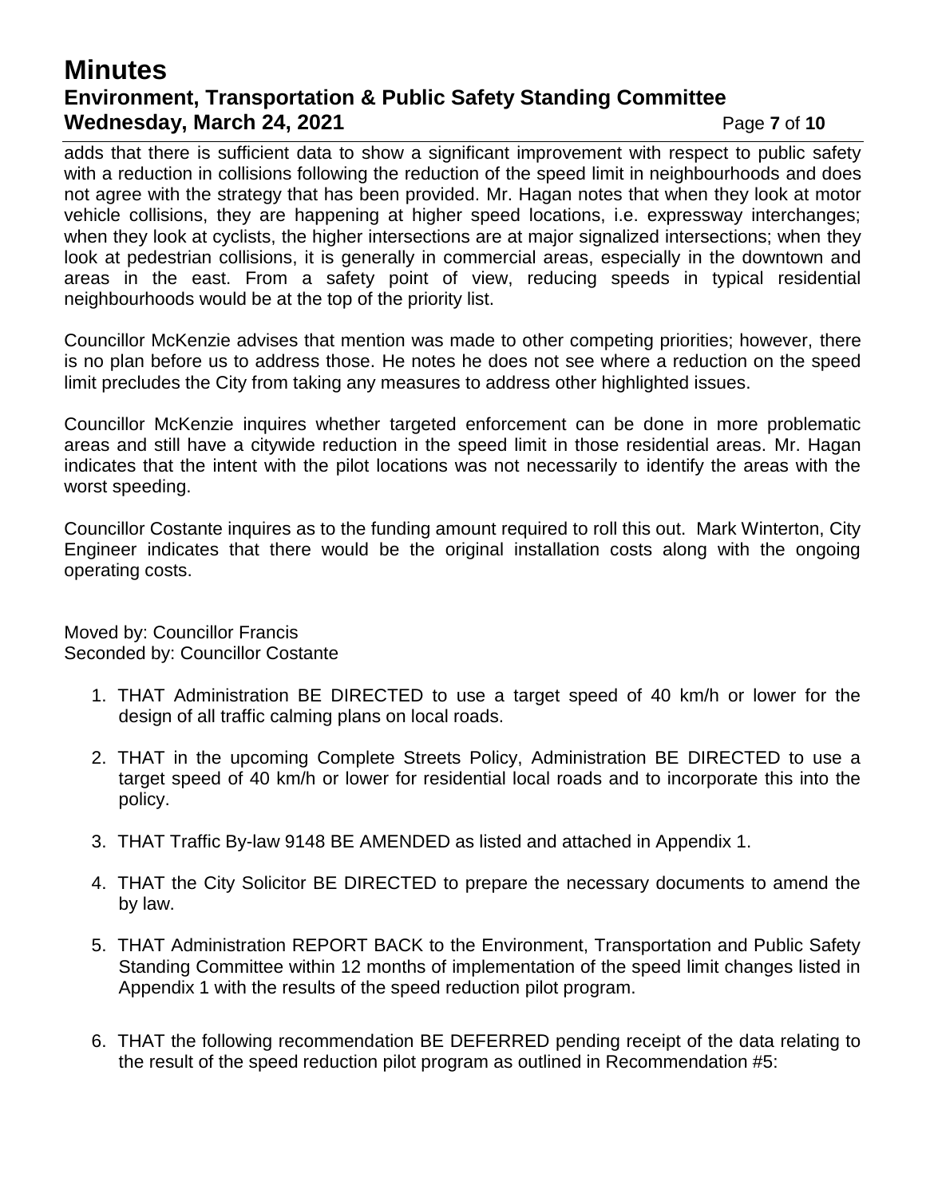adds that there is sufficient data to show a significant improvement with respect to public safety with a reduction in collisions following the reduction of the speed limit in neighbourhoods and does not agree with the strategy that has been provided. Mr. Hagan notes that when they look at motor vehicle collisions, they are happening at higher speed locations, i.e. expressway interchanges; when they look at cyclists, the higher intersections are at major signalized intersections; when they look at pedestrian collisions, it is generally in commercial areas, especially in the downtown and areas in the east. From a safety point of view, reducing speeds in typical residential neighbourhoods would be at the top of the priority list.

Councillor McKenzie advises that mention was made to other competing priorities; however, there is no plan before us to address those. He notes he does not see where a reduction on the speed limit precludes the City from taking any measures to address other highlighted issues.

Councillor McKenzie inquires whether targeted enforcement can be done in more problematic areas and still have a citywide reduction in the speed limit in those residential areas. Mr. Hagan indicates that the intent with the pilot locations was not necessarily to identify the areas with the worst speeding.

Councillor Costante inquires as to the funding amount required to roll this out. Mark Winterton, City Engineer indicates that there would be the original installation costs along with the ongoing operating costs.

Moved by: Councillor Francis
Seconded by: Councillor Costante

1. THAT Administration BE DIRECTED to use a target speed of 40 km/h or lower for the design of all traffic calming plans on local roads.

2. THAT in the upcoming Complete Streets Policy, Administration BE DIRECTED to use a target speed of 40 km/h or lower for residential local roads and to incorporate this into the policy.

3. THAT Traffic By-law 9148 BE AMENDED as listed and attached in Appendix 1.

4. THAT the City Solicitor BE DIRECTED to prepare the necessary documents to amend the by law.

5. THAT Administration REPORT BACK to the Environment, Transportation and Public Safety Standing Committee within 12 months of implementation of the speed limit changes listed in Appendix 1 with the results of the speed reduction pilot program.

6. THAT the following recommendation BE DEFERRED pending receipt of the data relating to the result of the speed reduction pilot program as outlined in Recommendation #5: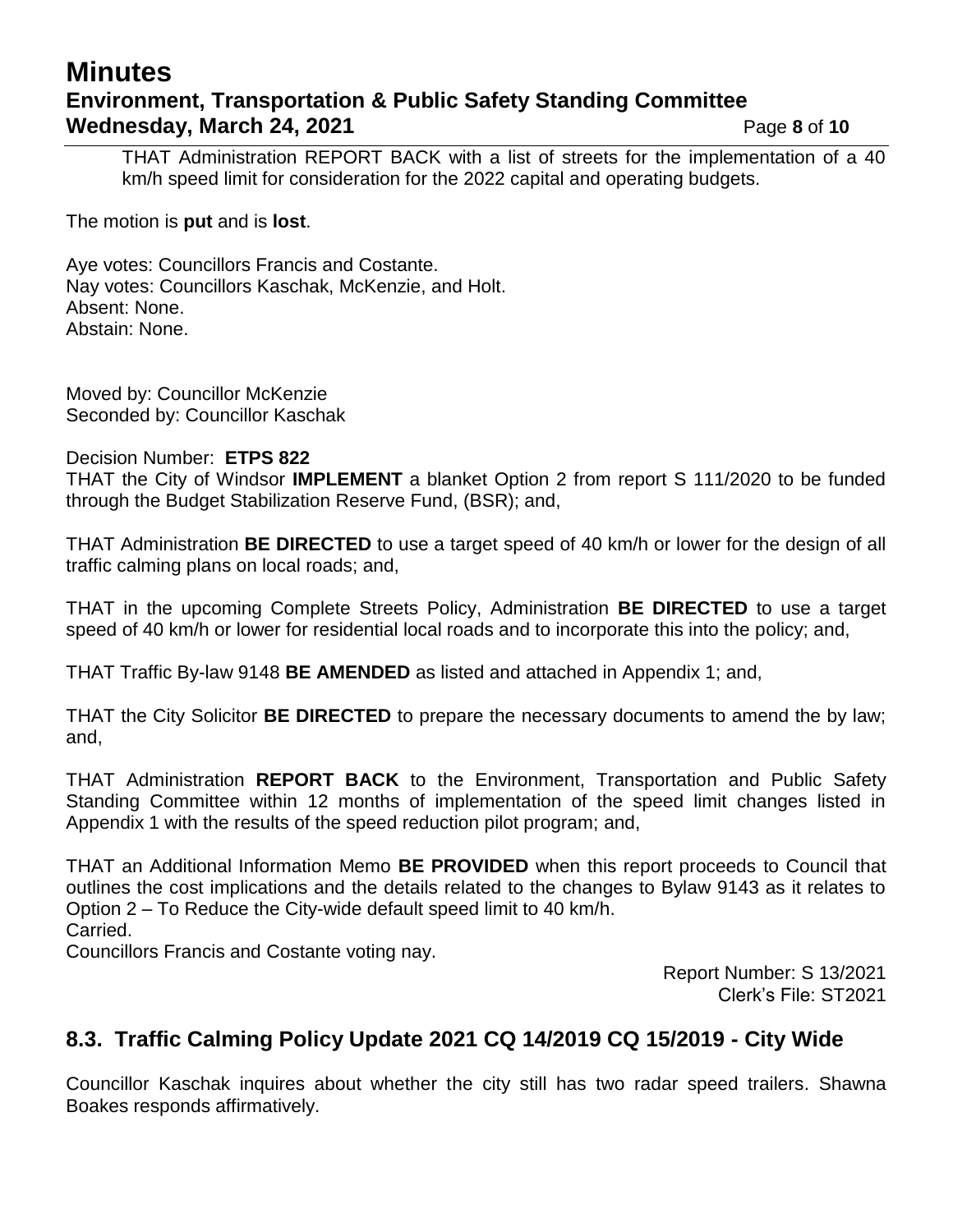THAT Administration REPORT BACK with a list of streets for the implementation of a 40 km/h speed limit for consideration for the 2022 capital and operating budgets.

The motion is **put** and is **lost**.

Aye votes: Councillors Francis and Costante.
Nay votes: Councillors Kaschak, McKenzie, and Holt.
Absent: None.
Abstain: None.

Moved by: Councillor McKenzie
Seconded by: Councillor Kaschak

Decision Number: **ETPS 822**
THAT the City of Windsor **IMPLEMENT** a blanket Option 2 from report S 111/2020 to be funded through the Budget Stabilization Reserve Fund, (BSR); and,

THAT Administration **BE DIRECTED** to use a target speed of 40 km/h or lower for the design of all traffic calming plans on local roads; and,

THAT in the upcoming Complete Streets Policy, Administration **BE DIRECTED** to use a target speed of 40 km/h or lower for residential local roads and to incorporate this into the policy; and,

THAT Traffic By-law 9148 **BE AMENDED** as listed and attached in Appendix 1; and,

THAT the City Solicitor **BE DIRECTED** to prepare the necessary documents to amend the by law; and,

THAT Administration **REPORT BACK** to the Environment, Transportation and Public Safety Standing Committee within 12 months of implementation of the speed limit changes listed in Appendix 1 with the results of the speed reduction pilot program; and,

THAT an Additional Information Memo **BE PROVIDED** when this report proceeds to Council that outlines the cost implications and the details related to the changes to Bylaw 9143 as it relates to Option 2 – To Reduce the City-wide default speed limit to 40 km/h.
Carried.
Councillors Francis and Costante voting nay.

Report Number: S 13/2021
Clerk's File: ST2021

## 8.3. Traffic Calming Policy Update 2021 CQ 14/2019 CQ 15/2019 - City Wide

Councillor Kaschak inquires about whether the city still has two radar speed trailers. Shawna Boakes responds affirmatively.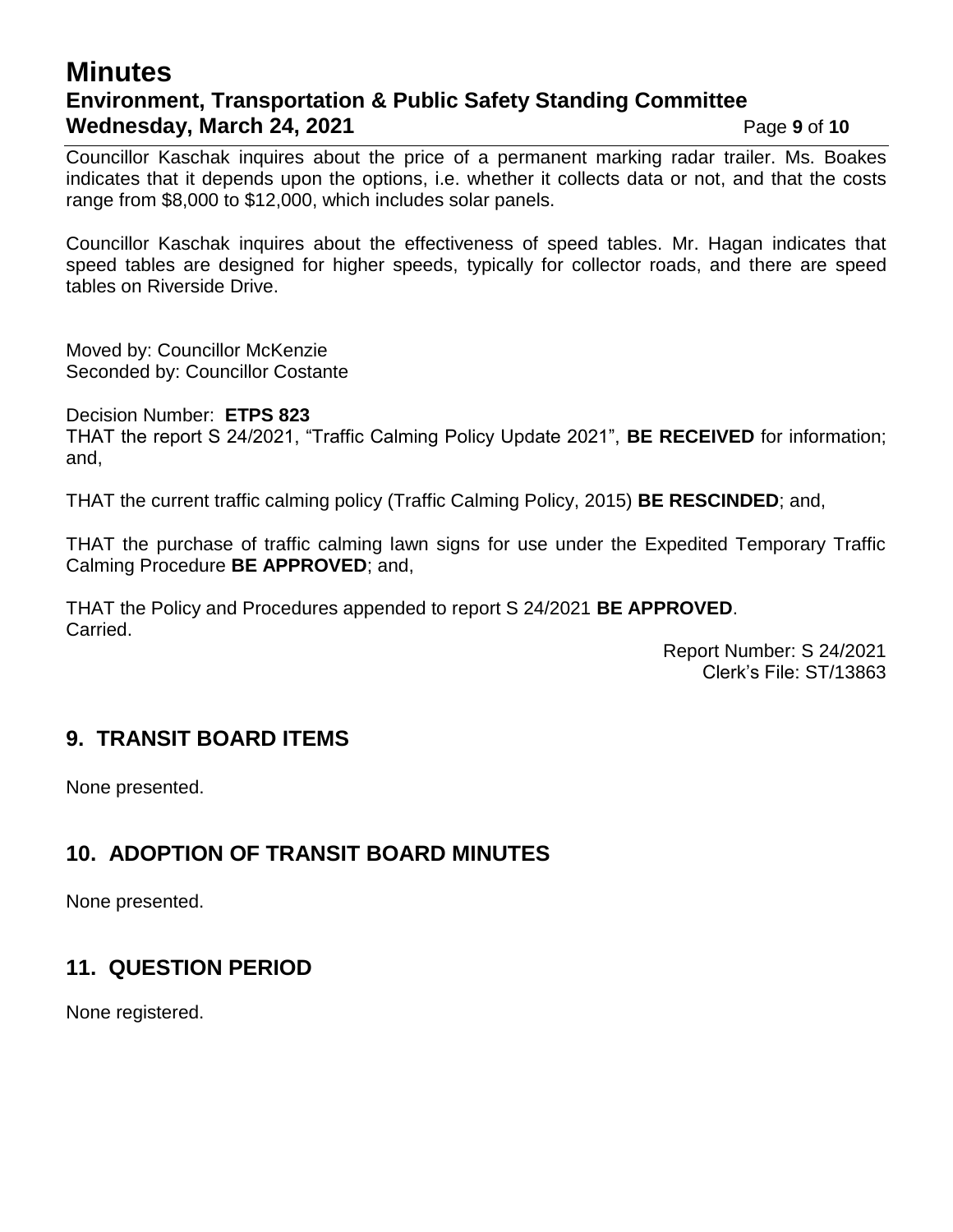Councillor Kaschak inquires about the price of a permanent marking radar trailer. Ms. Boakes indicates that it depends upon the options, i.e. whether it collects data or not, and that the costs range from $8,000 to $12,000, which includes solar panels.

Councillor Kaschak inquires about the effectiveness of speed tables. Mr. Hagan indicates that speed tables are designed for higher speeds, typically for collector roads, and there are speed tables on Riverside Drive.

Moved by: Councillor McKenzie
Seconded by: Councillor Costante

Decision Number: **ETPS 823**
THAT the report S 24/2021, "Traffic Calming Policy Update 2021", **BE RECEIVED** for information; and,

THAT the current traffic calming policy (Traffic Calming Policy, 2015) **BE RESCINDED**; and,

THAT the purchase of traffic calming lawn signs for use under the Expedited Temporary Traffic Calming Procedure **BE APPROVED**; and,

THAT the Policy and Procedures appended to report S 24/2021 **BE APPROVED**.
Carried.

Report Number: S 24/2021
Clerk's File: ST/13863

## 9. TRANSIT BOARD ITEMS

None presented.

## 10. ADOPTION OF TRANSIT BOARD MINUTES

None presented.

## 11. QUESTION PERIOD

None registered.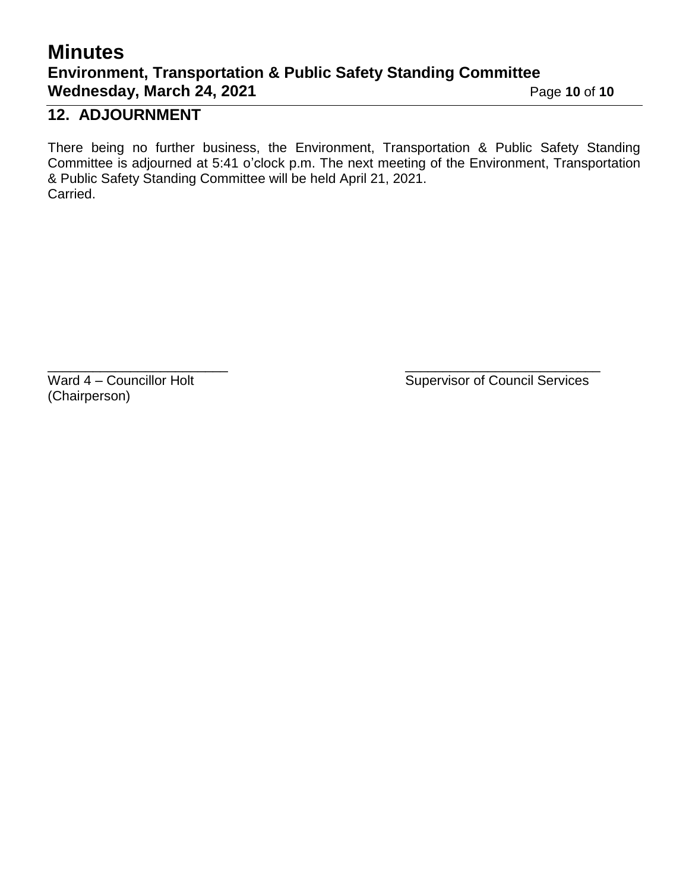## 12. ADJOURNMENT

There being no further business, the Environment, Transportation & Public Safety Standing Committee is adjourned at 5:41 o'clock p.m. The next meeting of the Environment, Transportation & Public Safety Standing Committee will be held April 21, 2021.
Carried.

\_\_\_\_\_\_\_\_\_\_\_\_\_\_\_\_\_\_\_\_\_\_\_\_\_\_
Ward 4 – Councillor Holt
(Chairperson)

\_\_\_\_\_\_\_\_\_\_\_\_\_\_\_\_\_\_\_\_\_\_\_\_\_\_\_\_
Supervisor of Council Services